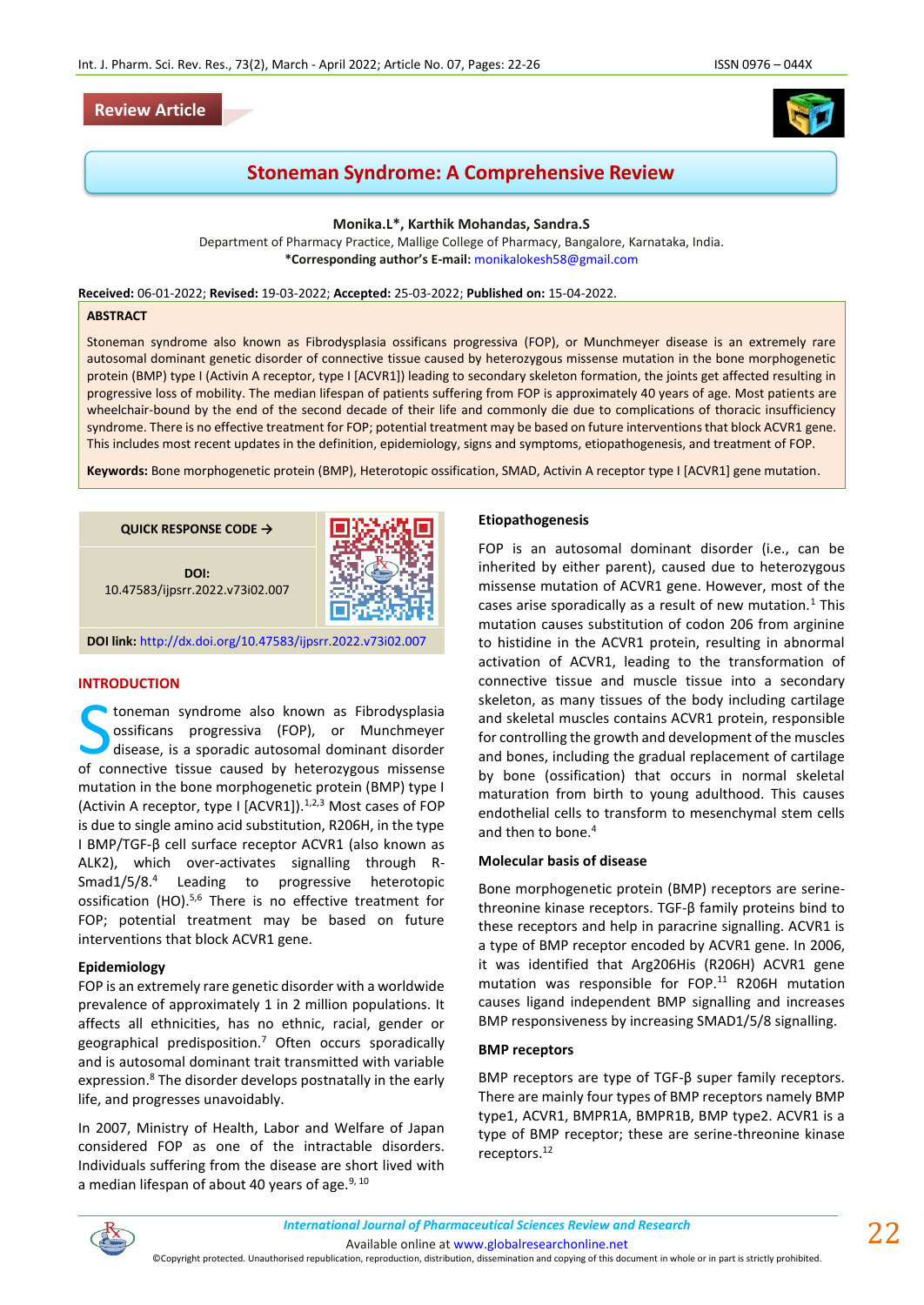Review Article

# Stoneman Syndrome: A Comprehensive Review

**Monika.L\*, Karthik Mohandas, Sandra.S**

Department of Pharmacy Practice, Mallige College of Pharmacy, Bangalore, Karnataka, India.

**\*Corresponding author's E-mail:** monikalokesh58@gmail.com

**Received:** 06-01-2022; **Revised:** 19-03-2022; **Accepted:** 25-03-2022; **Published on:** 15-04-2022.

## ABSTRACT

Stoneman syndrome also known as Fibrodysplasia ossificans progressiva (FOP), or Munchmeyer disease is an extremely rare autosomal dominant genetic disorder of connective tissue caused by heterozygous missense mutation in the bone morphogenetic protein (BMP) type I (Activin A receptor, type I [ACVR1]) leading to secondary skeleton formation, the joints get affected resulting in progressive loss of mobility. The median lifespan of patients suffering from FOP is approximately 40 years of age. Most patients are wheelchair-bound by the end of the second decade of their life and commonly die due to complications of thoracic insufficiency syndrome. There is no effective treatment for FOP; potential treatment may be based on future interventions that block ACVR1 gene. This includes most recent updates in the definition, epidemiology, signs and symptoms, etiopathogenesis, and treatment of FOP.

**Keywords:** Bone morphogenetic protein (BMP), Heterotopic ossification, SMAD, Activin A receptor type I [ACVR1] gene mutation.

QUICK RESPONSE CODE →

DOI: 10.47583/ijpsrr.2022.v73i02.007

**DOI link:** http://dx.doi.org/10.47583/ijpsrr.2022.v73i02.007

## INTRODUCTION

Stoneman syndrome also known as Fibrodysplasia ossificans progressiva (FOP), or Munchmeyer disease, is a sporadic autosomal dominant disorder of connective tissue caused by heterozygous missense mutation in the bone morphogenetic protein (BMP) type I (Activin A receptor, type I [ACVR1]).[1,2,3] Most cases of FOP is due to single amino acid substitution, R206H, in the type I BMP/TGF-β cell surface receptor ACVR1 (also known as ALK2), which over-activates signalling through R-Smad1/5/8.[4] Leading to progressive heterotopic ossification (HO).[5,6] There is no effective treatment for FOP; potential treatment may be based on future interventions that block ACVR1 gene.

### Epidemiology

FOP is an extremely rare genetic disorder with a worldwide prevalence of approximately 1 in 2 million populations. It affects all ethnicities, has no ethnic, racial, gender or geographical predisposition.[7] Often occurs sporadically and is autosomal dominant trait transmitted with variable expression.[8] The disorder develops postnatally in the early life, and progresses unavoidably.

In 2007, Ministry of Health, Labor and Welfare of Japan considered FOP as one of the intractable disorders. Individuals suffering from the disease are short lived with a median lifespan of about 40 years of age.[9, 10]

### Etiopathogenesis

FOP is an autosomal dominant disorder (i.e., can be inherited by either parent), caused due to heterozygous missense mutation of ACVR1 gene. However, most of the cases arise sporadically as a result of new mutation.[1] This mutation causes substitution of codon 206 from arginine to histidine in the ACVR1 protein, resulting in abnormal activation of ACVR1, leading to the transformation of connective tissue and muscle tissue into a secondary skeleton, as many tissues of the body including cartilage and skeletal muscles contains ACVR1 protein, responsible for controlling the growth and development of the muscles and bones, including the gradual replacement of cartilage by bone (ossification) that occurs in normal skeletal maturation from birth to young adulthood. This causes endothelial cells to transform to mesenchymal stem cells and then to bone.[4]

### Molecular basis of disease

Bone morphogenetic protein (BMP) receptors are serine-threonine kinase receptors. TGF-β family proteins bind to these receptors and help in paracrine signalling. ACVR1 is a type of BMP receptor encoded by ACVR1 gene. In 2006, it was identified that Arg206His (R206H) ACVR1 gene mutation was responsible for FOP.[11] R206H mutation causes ligand independent BMP signalling and increases BMP responsiveness by increasing SMAD1/5/8 signalling.

### BMP receptors

BMP receptors are type of TGF-β super family receptors. There are mainly four types of BMP receptors namely BMP type1, ACVR1, BMPR1A, BMPR1B, BMP type2. ACVR1 is a type of BMP receptor; these are serine-threonine kinase receptors.[12]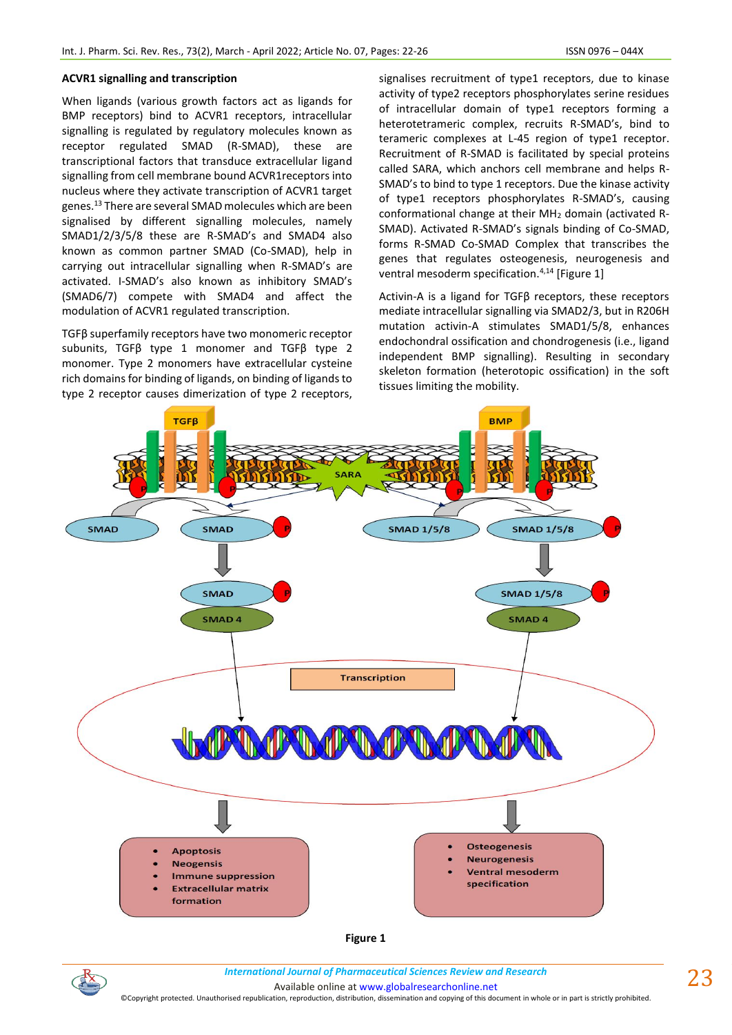### ACVR1 signalling and transcription

When ligands (various growth factors act as ligands for BMP receptors) bind to ACVR1 receptors, intracellular signalling is regulated by regulatory molecules known as receptor regulated SMAD (R-SMAD), these are transcriptional factors that transduce extracellular ligand signalling from cell membrane bound ACVR1receptors into nucleus where they activate transcription of ACVR1 target genes.[13] There are several SMAD molecules which are been signalised by different signalling molecules, namely SMAD1/2/3/5/8 these are R-SMAD's and SMAD4 also known as common partner SMAD (Co-SMAD), help in carrying out intracellular signalling when R-SMAD's are activated. I-SMAD's also known as inhibitory SMAD's (SMAD6/7) compete with SMAD4 and affect the modulation of ACVR1 regulated transcription.

TGFβ superfamily receptors have two monomeric receptor subunits, TGFβ type 1 monomer and TGFβ type 2 monomer. Type 2 monomers have extracellular cysteine rich domains for binding of ligands, on binding of ligands to type 2 receptor causes dimerization of type 2 receptors, signalises recruitment of type1 receptors, due to kinase activity of type2 receptors phosphorylates serine residues of intracellular domain of type1 receptors forming a heterotetrameric complex, recruits R-SMAD's, bind to terameric complexes at L-45 region of type1 receptor. Recruitment of R-SMAD is facilitated by special proteins called SARA, which anchors cell membrane and helps R-SMAD's to bind to type 1 receptors. Due the kinase activity of type1 receptors phosphorylates R-SMAD's, causing conformational change at their $MH_2$ domain (activated R-SMAD). Activated R-SMAD's signals binding of Co-SMAD, forms R-SMAD Co-SMAD Complex that transcribes the genes that regulates osteogenesis, neurogenesis and ventral mesoderm specification.[4,14] [Figure 1]

Activin-A is a ligand for TGFβ receptors, these receptors mediate intracellular signalling via SMAD2/3, but in R206H mutation activin-A stimulates SMAD1/5/8, enhances endochondral ossification and chondrogenesis (i.e., ligand independent BMP signalling). Resulting in secondary skeleton formation (heterotopic ossification) in the soft tissues limiting the mobility.

**Figure 1**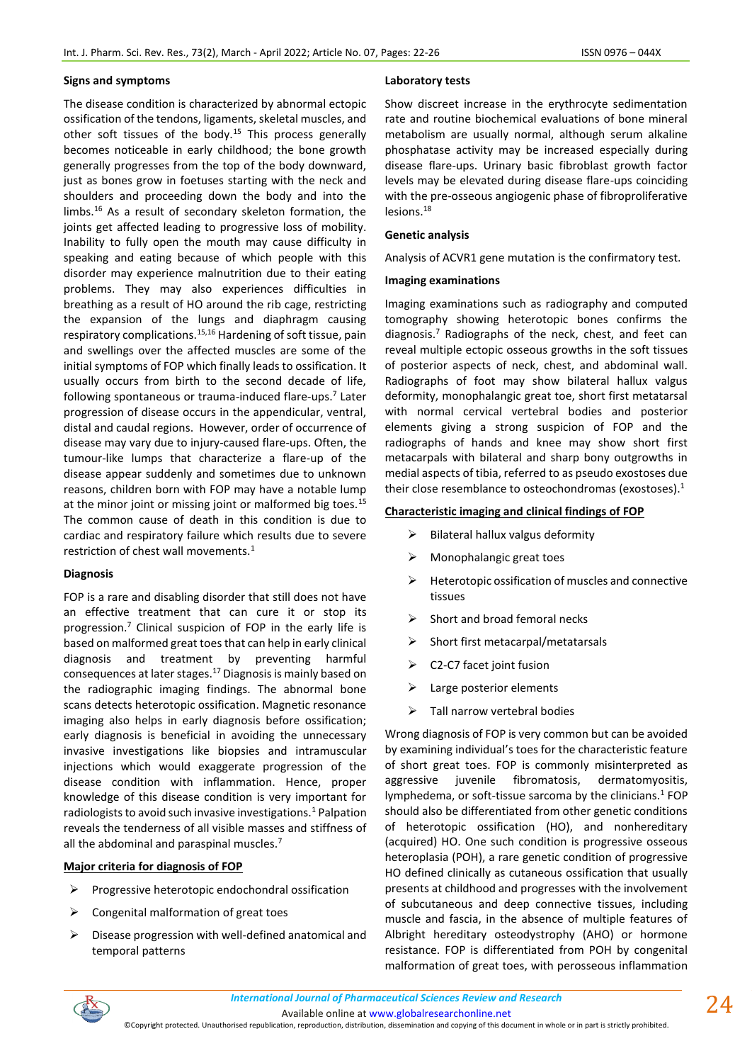### Signs and symptoms

The disease condition is characterized by abnormal ectopic ossification of the tendons, ligaments, skeletal muscles, and other soft tissues of the body.[15] This process generally becomes noticeable in early childhood; the bone growth generally progresses from the top of the body downward, just as bones grow in foetuses starting with the neck and shoulders and proceeding down the body and into the limbs.[16] As a result of secondary skeleton formation, the joints get affected leading to progressive loss of mobility. Inability to fully open the mouth may cause difficulty in speaking and eating because of which people with this disorder may experience malnutrition due to their eating problems. They may also experiences difficulties in breathing as a result of HO around the rib cage, restricting the expansion of the lungs and diaphragm causing respiratory complications.[15,16] Hardening of soft tissue, pain and swellings over the affected muscles are some of the initial symptoms of FOP which finally leads to ossification. It usually occurs from birth to the second decade of life, following spontaneous or trauma-induced flare-ups.[7] Later progression of disease occurs in the appendicular, ventral, distal and caudal regions. However, order of occurrence of disease may vary due to injury-caused flare-ups. Often, the tumour-like lumps that characterize a flare-up of the disease appear suddenly and sometimes due to unknown reasons, children born with FOP may have a notable lump at the minor joint or missing joint or malformed big toes.[15] The common cause of death in this condition is due to cardiac and respiratory failure which results due to severe restriction of chest wall movements.[1]

### Diagnosis

FOP is a rare and disabling disorder that still does not have an effective treatment that can cure it or stop its progression.[7] Clinical suspicion of FOP in the early life is based on malformed great toes that can help in early clinical diagnosis and treatment by preventing harmful consequences at later stages.[17] Diagnosis is mainly based on the radiographic imaging findings. The abnormal bone scans detects heterotopic ossification. Magnetic resonance imaging also helps in early diagnosis before ossification; early diagnosis is beneficial in avoiding the unnecessary invasive investigations like biopsies and intramuscular injections which would exaggerate progression of the disease condition with inflammation. Hence, proper knowledge of this disease condition is very important for radiologists to avoid such invasive investigations.[1] Palpation reveals the tenderness of all visible masses and stiffness of all the abdominal and paraspinal muscles.[7]

#### Major criteria for diagnosis of FOP

- Progressive heterotopic endochondral ossification
- Congenital malformation of great toes
- Disease progression with well-defined anatomical and temporal patterns

### Laboratory tests

Show discreet increase in the erythrocyte sedimentation rate and routine biochemical evaluations of bone mineral metabolism are usually normal, although serum alkaline phosphatase activity may be increased especially during disease flare-ups. Urinary basic fibroblast growth factor levels may be elevated during disease flare-ups coinciding with the pre-osseous angiogenic phase of fibroproliferative lesions.[18]

### Genetic analysis

Analysis of ACVR1 gene mutation is the confirmatory test.

### Imaging examinations

Imaging examinations such as radiography and computed tomography showing heterotopic bones confirms the diagnosis.[7] Radiographs of the neck, chest, and feet can reveal multiple ectopic osseous growths in the soft tissues of posterior aspects of neck, chest, and abdominal wall. Radiographs of foot may show bilateral hallux valgus deformity, monophalangic great toe, short first metatarsal with normal cervical vertebral bodies and posterior elements giving a strong suspicion of FOP and the radiographs of hands and knee may show short first metacarpals with bilateral and sharp bony outgrowths in medial aspects of tibia, referred to as pseudo exostoses due their close resemblance to osteochondromas (exostoses).[1]

#### Characteristic imaging and clinical findings of FOP

- Bilateral hallux valgus deformity
- Monophalangic great toes
- Heterotopic ossification of muscles and connective tissues
- Short and broad femoral necks
- Short first metacarpal/metatarsals
- C2-C7 facet joint fusion
- Large posterior elements
- Tall narrow vertebral bodies

Wrong diagnosis of FOP is very common but can be avoided by examining individual's toes for the characteristic feature of short great toes. FOP is commonly misinterpreted as aggressive juvenile fibromatosis, dermatomyositis, lymphedema, or soft-tissue sarcoma by the clinicians.[1] FOP should also be differentiated from other genetic conditions of heterotopic ossification (HO), and nonhereditary (acquired) HO. One such condition is progressive osseous heteroplasia (POH), a rare genetic condition of progressive HO defined clinically as cutaneous ossification that usually presents at childhood and progresses with the involvement of subcutaneous and deep connective tissues, including muscle and fascia, in the absence of multiple features of Albright hereditary osteodystrophy (AHO) or hormone resistance. FOP is differentiated from POH by congenital malformation of great toes, with perosseous inflammation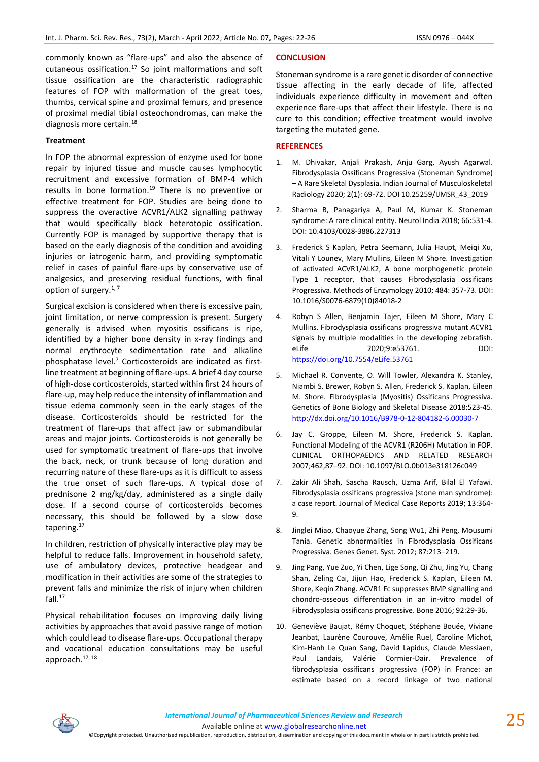commonly known as "flare-ups" and also the absence of cutaneous ossification.[17] So joint malformations and soft tissue ossification are the characteristic radiographic features of FOP with malformation of the great toes, thumbs, cervical spine and proximal femurs, and presence of proximal medial tibial osteochondromas, can make the diagnosis more certain.[18]

### Treatment

In FOP the abnormal expression of enzyme used for bone repair by injured tissue and muscle causes lymphocytic recruitment and excessive formation of BMP-4 which results in bone formation.[19] There is no preventive or effective treatment for FOP. Studies are being done to suppress the overactive ACVR1/ALK2 signalling pathway that would specifically block heterotopic ossification. Currently FOP is managed by supportive therapy that is based on the early diagnosis of the condition and avoiding injuries or iatrogenic harm, and providing symptomatic relief in cases of painful flare-ups by conservative use of analgesics, and preserving residual functions, with final option of surgery.[1, 7]

Surgical excision is considered when there is excessive pain, joint limitation, or nerve compression is present. Surgery generally is advised when myositis ossificans is ripe, identified by a higher bone density in x-ray findings and normal erythrocyte sedimentation rate and alkaline phosphatase level.[7] Corticosteroids are indicated as first-line treatment at beginning of flare-ups. A brief 4 day course of high-dose corticosteroids, started within first 24 hours of flare-up, may help reduce the intensity of inflammation and tissue edema commonly seen in the early stages of the disease. Corticosteroids should be restricted for the treatment of flare-ups that affect jaw or submandibular areas and major joints. Corticosteroids is not generally be used for symptomatic treatment of flare-ups that involve the back, neck, or trunk because of long duration and recurring nature of these flare-ups as it is difficult to assess the true onset of such flare-ups. A typical dose of prednisone 2 mg/kg/day, administered as a single daily dose. If a second course of corticosteroids becomes necessary, this should be followed by a slow dose tapering.[17]

In children, restriction of physically interactive play may be helpful to reduce falls. Improvement in household safety, use of ambulatory devices, protective headgear and modification in their activities are some of the strategies to prevent falls and minimize the risk of injury when children fall.[17]

Physical rehabilitation focuses on improving daily living activities by approaches that avoid passive range of motion which could lead to disease flare-ups. Occupational therapy and vocational education consultations may be useful approach.[17, 18]

## CONCLUSION

Stoneman syndrome is a rare genetic disorder of connective tissue affecting in the early decade of life, affected individuals experience difficulty in movement and often experience flare-ups that affect their lifestyle. There is no cure to this condition; effective treatment would involve targeting the mutated gene.

## REFERENCES

1. M. Dhivakar, Anjali Prakash, Anju Garg, Ayush Agarwal. Fibrodysplasia Ossificans Progressiva (Stoneman Syndrome) – A Rare Skeletal Dysplasia. Indian Journal of Musculoskeletal Radiology 2020; 2(1): 69-72. DOI 10.25259/IJMSR_43_2019

2. Sharma B, Panagariya A, Paul M, Kumar K. Stoneman syndrome: A rare clinical entity. Neurol India 2018; 66:531-4. DOI: 10.4103/0028-3886.227313

3. Frederick S Kaplan, Petra Seemann, Julia Haupt, Meiqi Xu, Vitali Y Lounev, Mary Mullins, Eileen M Shore. Investigation of activated ACVR1/ALK2, A bone morphogenetic protein Type 1 receptor, that causes Fibrodysplasia ossificans Progressiva. Methods of Enzymology 2010; 484: 357-73. DOI: 10.1016/S0076-6879(10)84018-2

4. Robyn S Allen, Benjamin Tajer, Eileen M Shore, Mary C Mullins. Fibrodysplasia ossificans progressiva mutant ACVR1 signals by multiple modalities in the developing zebrafish. eLife 2020;9:e53761. DOI: https://doi.org/10.7554/eLife.53761

5. Michael R. Convente, O. Will Towler, Alexandra K. Stanley, Niambi S. Brewer, Robyn S. Allen, Frederick S. Kaplan, Eileen M. Shore. Fibrodysplasia (Myositis) Ossificans Progressiva. Genetics of Bone Biology and Skeletal Disease 2018:523-45. http://dx.doi.org/10.1016/B978-0-12-804182-6.00030-7

6. Jay C. Groppe, Eileen M. Shore, Frederick S. Kaplan. Functional Modeling of the ACVR1 (R206H) Mutation in FOP. CLINICAL ORTHOPAEDICS AND RELATED RESEARCH 2007;462,87–92. DOI: 10.1097/BLO.0b013e318126c049

7. Zakir Ali Shah, Sascha Rausch, Uzma Arif, Bilal El Yafawi. Fibrodysplasia ossificans progressiva (stone man syndrome): a case report. Journal of Medical Case Reports 2019; 13:364-9.

8. Jinglei Miao, Chaoyue Zhang, Song Wu1, Zhi Peng, Mousumi Tania. Genetic abnormalities in Fibrodysplasia Ossificans Progressiva. Genes Genet. Syst. 2012; 87:213–219.

9. Jing Pang, Yue Zuo, Yi Chen, Lige Song, Qi Zhu, Jing Yu, Chang Shan, Zeling Cai, Jijun Hao, Frederick S. Kaplan, Eileen M. Shore, Keqin Zhang. ACVR1 Fc suppresses BMP signalling and chondro-osseous differentiation in an in-vitro model of Fibrodysplasia ossificans progressive. Bone 2016; 92:29-36.

10. Geneviève Baujat, Rémy Choquet, Stéphane Bouée, Viviane Jeanbat, Laurène Courouve, Amélie Ruel, Caroline Michot, Kim-Hanh Le Quan Sang, David Lapidus, Claude Messiaen, Paul Landais, Valérie Cormier-Dair. Prevalence of fibrodysplasia ossificans progressiva (FOP) in France: an estimate based on a record linkage of two national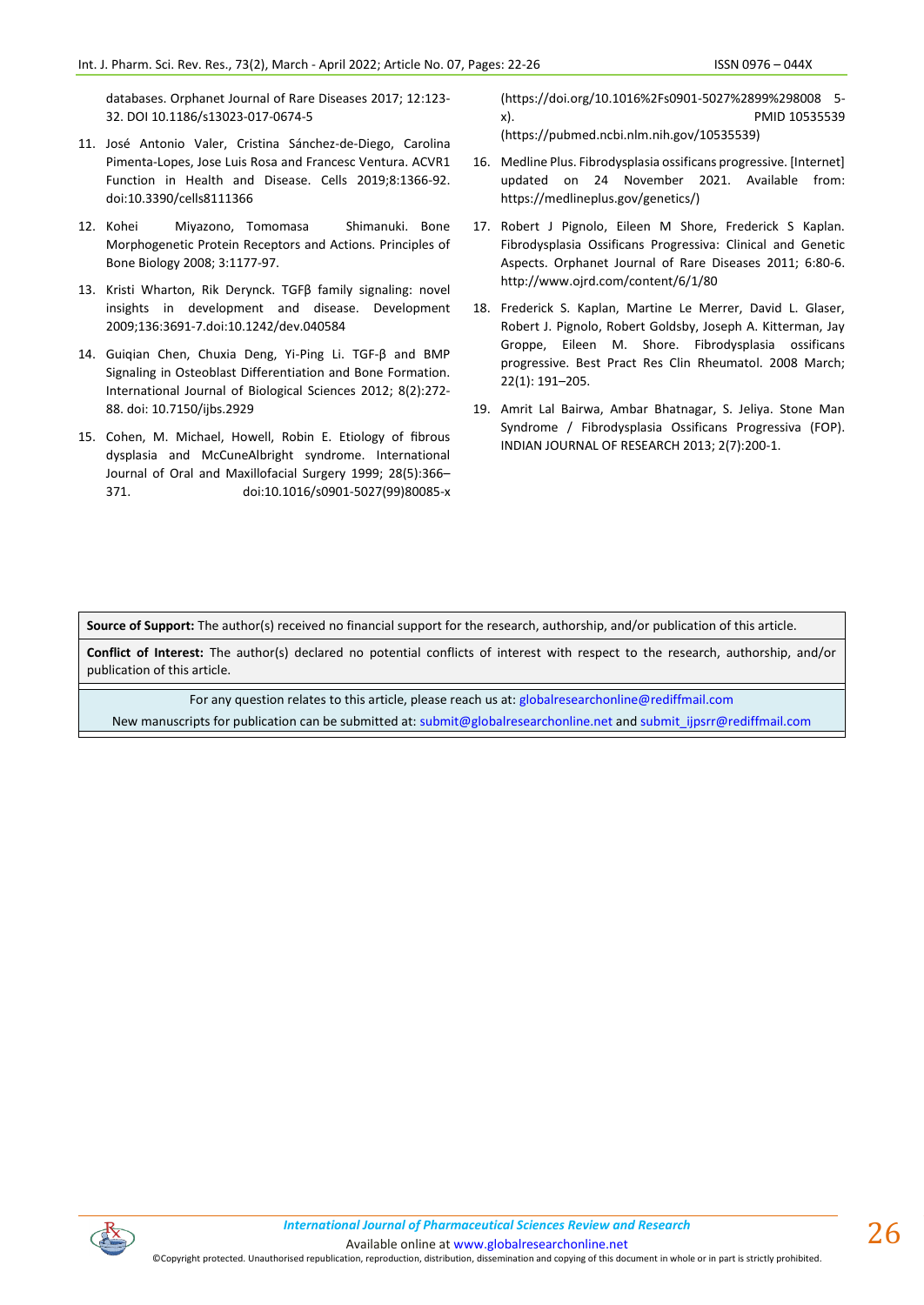databases. Orphanet Journal of Rare Diseases 2017; 12:123-32. DOI 10.1186/s13023-017-0674-5

11. José Antonio Valer, Cristina Sánchez-de-Diego, Carolina Pimenta-Lopes, Jose Luis Rosa and Francesc Ventura. ACVR1 Function in Health and Disease. Cells 2019;8:1366-92. doi:10.3390/cells8111366

12. Kohei Miyazono, Tomomasa Shimanuki. Bone Morphogenetic Protein Receptors and Actions. Principles of Bone Biology 2008; 3:1177-97.

13. Kristi Wharton, Rik Derynck. TGFβ family signaling: novel insights in development and disease. Development 2009;136:3691-7.doi:10.1242/dev.040584

14. Guiqian Chen, Chuxia Deng, Yi-Ping Li. TGF-β and BMP Signaling in Osteoblast Differentiation and Bone Formation. International Journal of Biological Sciences 2012; 8(2):272-88. doi: 10.7150/ijbs.2929

15. Cohen, M. Michael, Howell, Robin E. Etiology of fibrous dysplasia and McCuneAlbright syndrome. International Journal of Oral and Maxillofacial Surgery 1999; 28(5):366–371. doi:10.1016/s0901-5027(99)80085-x (https://doi.org/10.1016%2Fs0901-5027%2899%298008 5-x). PMID 10535539 (https://pubmed.ncbi.nlm.nih.gov/10535539)

16. Medline Plus. Fibrodysplasia ossificans progressive. [Internet] updated on 24 November 2021. Available from: https://medlineplus.gov/genetics/)

17. Robert J Pignolo, Eileen M Shore, Frederick S Kaplan. Fibrodysplasia Ossificans Progressiva: Clinical and Genetic Aspects. Orphanet Journal of Rare Diseases 2011; 6:80-6. http://www.ojrd.com/content/6/1/80

18. Frederick S. Kaplan, Martine Le Merrer, David L. Glaser, Robert J. Pignolo, Robert Goldsby, Joseph A. Kitterman, Jay Groppe, Eileen M. Shore. Fibrodysplasia ossificans progressive. Best Pract Res Clin Rheumatol. 2008 March; 22(1): 191–205.

19. Amrit Lal Bairwa, Ambar Bhatnagar, S. Jeliya. Stone Man Syndrome / Fibrodysplasia Ossificans Progressiva (FOP). INDIAN JOURNAL OF RESEARCH 2013; 2(7):200-1.

**Source of Support:** The author(s) received no financial support for the research, authorship, and/or publication of this article.

**Conflict of Interest:** The author(s) declared no potential conflicts of interest with respect to the research, authorship, and/or publication of this article.

For any question relates to this article, please reach us at: globalresearchonline@rediffmail.com

New manuscripts for publication can be submitted at: submit@globalresearchonline.net and submit_ijpsrr@rediffmail.com